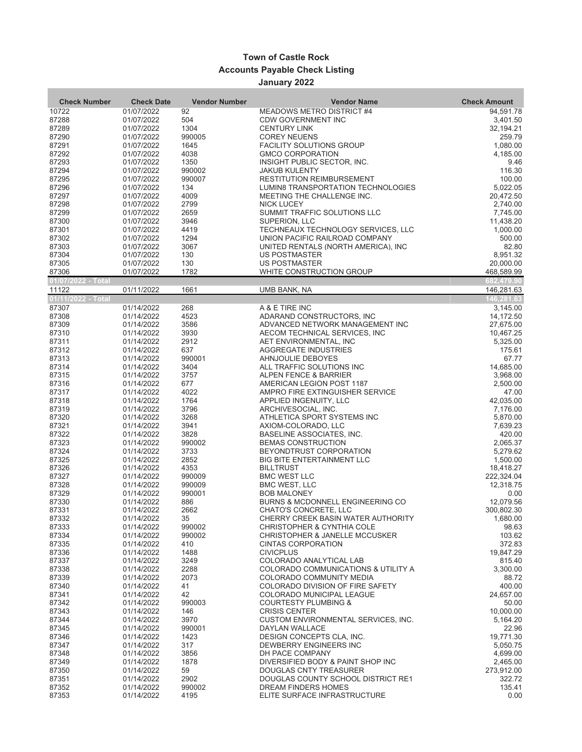# Town of Castle Rock

## Accounts Payable Check Listing

### January 2022

| Check Number | Check Date | Vendor Number | Vendor Name | Check Amount |
|---|---|---|---|---|
| 10722 | 01/07/2022 | 92 | MEADOWS METRO DISTRICT #4 | 94,591.78 |
| 87288 | 01/07/2022 | 504 | CDW GOVERNMENT INC | 3,401.50 |
| 87289 | 01/07/2022 | 1304 | CENTURY LINK | 32,194.21 |
| 87290 | 01/07/2022 | 990005 | COREY NEUENS | 259.79 |
| 87291 | 01/07/2022 | 1645 | FACILITY SOLUTIONS GROUP | 1,080.00 |
| 87292 | 01/07/2022 | 4038 | GMCO CORPORATION | 4,185.00 |
| 87293 | 01/07/2022 | 1350 | INSIGHT PUBLIC SECTOR, INC. | 9.46 |
| 87294 | 01/07/2022 | 990002 | JAKUB KULENTY | 116.30 |
| 87295 | 01/07/2022 | 990007 | RESTITUTION REIMBURSEMENT | 100.00 |
| 87296 | 01/07/2022 | 134 | LUMIN8 TRANSPORTATION TECHNOLOGIES | 5,022.05 |
| 87297 | 01/07/2022 | 4009 | MEETING THE CHALLENGE INC. | 20,472.50 |
| 87298 | 01/07/2022 | 2799 | NICK LUCEY | 2,740.00 |
| 87299 | 01/07/2022 | 2659 | SUMMIT TRAFFIC SOLUTIONS LLC | 7,745.00 |
| 87300 | 01/07/2022 | 3946 | SUPERION, LLC | 11,438.20 |
| 87301 | 01/07/2022 | 4419 | TECHNEAUX TECHNOLOGY SERVICES, LLC | 1,000.00 |
| 87302 | 01/07/2022 | 1294 | UNION PACIFIC RAILROAD COMPANY | 500.00 |
| 87303 | 01/07/2022 | 3067 | UNITED RENTALS (NORTH AMERICA), INC | 82.80 |
| 87304 | 01/07/2022 | 130 | US POSTMASTER | 8,951.32 |
| 87305 | 01/07/2022 | 130 | US POSTMASTER | 20,000.00 |
| 87306 | 01/07/2022 | 1782 | WHITE CONSTRUCTION GROUP | 468,589.99 |
| **01/07/2022 - Total** | | | | **682,479.90** |
| 11122 | 01/11/2022 | 1661 | UMB BANK, NA | 146,281.63 |
| **01/11/2022 - Total** | | | | **146,281.63** |
| 87307 | 01/14/2022 | 268 | A & E TIRE INC | 3,145.00 |
| 87308 | 01/14/2022 | 4523 | ADARAND CONSTRUCTORS, INC | 14,172.50 |
| 87309 | 01/14/2022 | 3586 | ADVANCED NETWORK MANAGEMENT INC | 27,675.00 |
| 87310 | 01/14/2022 | 3930 | AECOM TECHNICAL SERVICES, INC | 10,467.25 |
| 87311 | 01/14/2022 | 2912 | AET ENVIRONMENTAL, INC | 5,325.00 |
| 87312 | 01/14/2022 | 637 | AGGREGATE INDUSTRIES | 175.61 |
| 87313 | 01/14/2022 | 990001 | AHNJOULIE DEBOYES | 67.77 |
| 87314 | 01/14/2022 | 3404 | ALL TRAFFIC SOLUTIONS INC | 14,685.00 |
| 87315 | 01/14/2022 | 3757 | ALPEN FENCE & BARRIER | 3,968.00 |
| 87316 | 01/14/2022 | 677 | AMERICAN LEGION POST 1187 | 2,500.00 |
| 87317 | 01/14/2022 | 4022 | AMPRO FIRE EXTINGUISHER SERVICE | 47.00 |
| 87318 | 01/14/2022 | 1764 | APPLIED INGENUITY, LLC | 42,035.00 |
| 87319 | 01/14/2022 | 3796 | ARCHIVESOCIAL, INC. | 7,176.00 |
| 87320 | 01/14/2022 | 3268 | ATHLETICA SPORT SYSTEMS INC | 5,870.00 |
| 87321 | 01/14/2022 | 3941 | AXIOM-COLORADO, LLC | 7,639.23 |
| 87322 | 01/14/2022 | 3828 | BASELINE ASSOCIATES, INC. | 420.00 |
| 87323 | 01/14/2022 | 990002 | BEMAS CONSTRUCTION | 2,065.37 |
| 87324 | 01/14/2022 | 3733 | BEYONDTRUST CORPORATION | 5,279.62 |
| 87325 | 01/14/2022 | 2852 | BIG BITE ENTERTAINMENT LLC | 1,500.00 |
| 87326 | 01/14/2022 | 4353 | BILLTRUST | 18,418.27 |
| 87327 | 01/14/2022 | 990009 | BMC WEST LLC | 222,324.04 |
| 87328 | 01/14/2022 | 990009 | BMC WEST, LLC | 12,318.75 |
| 87329 | 01/14/2022 | 990001 | BOB MALONEY | 0.00 |
| 87330 | 01/14/2022 | 886 | BURNS & MCDONNELL ENGINEERING CO | 12,079.56 |
| 87331 | 01/14/2022 | 2662 | CHATO'S CONCRETE, LLC | 300,802.30 |
| 87332 | 01/14/2022 | 35 | CHERRY CREEK BASIN WATER AUTHORITY | 1,680.00 |
| 87333 | 01/14/2022 | 990002 | CHRISTOPHER & CYNTHIA COLE | 98.63 |
| 87334 | 01/14/2022 | 990002 | CHRISTOPHER & JANELLE MCCUSKER | 103.62 |
| 87335 | 01/14/2022 | 410 | CINTAS CORPORATION | 372.83 |
| 87336 | 01/14/2022 | 1488 | CIVICPLUS | 19,847.29 |
| 87337 | 01/14/2022 | 3249 | COLORADO ANALYTICAL LAB | 815.40 |
| 87338 | 01/14/2022 | 2288 | COLORADO COMMUNICATIONS & UTILITY A | 3,300.00 |
| 87339 | 01/14/2022 | 2073 | COLORADO COMMUNITY MEDIA | 88.72 |
| 87340 | 01/14/2022 | 41 | COLORADO DIVISION OF FIRE SAFETY | 400.00 |
| 87341 | 01/14/2022 | 42 | COLORADO MUNICIPAL LEAGUE | 24,657.00 |
| 87342 | 01/14/2022 | 990003 | COURTESTY PLUMBING & | 50.00 |
| 87343 | 01/14/2022 | 146 | CRISIS CENTER | 10,000.00 |
| 87344 | 01/14/2022 | 3970 | CUSTOM ENVIRONMENTAL SERVICES, INC. | 5,164.20 |
| 87345 | 01/14/2022 | 990001 | DAYLAN WALLACE | 22.96 |
| 87346 | 01/14/2022 | 1423 | DESIGN CONCEPTS CLA, INC. | 19,771.30 |
| 87347 | 01/14/2022 | 317 | DEWBERRY ENGINEERS INC | 5,050.75 |
| 87348 | 01/14/2022 | 3856 | DH PACE COMPANY | 4,699.00 |
| 87349 | 01/14/2022 | 1878 | DIVERSIFIED BODY & PAINT SHOP INC | 2,465.00 |
| 87350 | 01/14/2022 | 59 | DOUGLAS CNTY TREASURER | 273,912.00 |
| 87351 | 01/14/2022 | 2902 | DOUGLAS COUNTY SCHOOL DISTRICT RE1 | 322.72 |
| 87352 | 01/14/2022 | 990002 | DREAM FINDERS HOMES | 135.41 |
| 87353 | 01/14/2022 | 4195 | ELITE SURFACE INFRASTRUCTURE | 0.00 |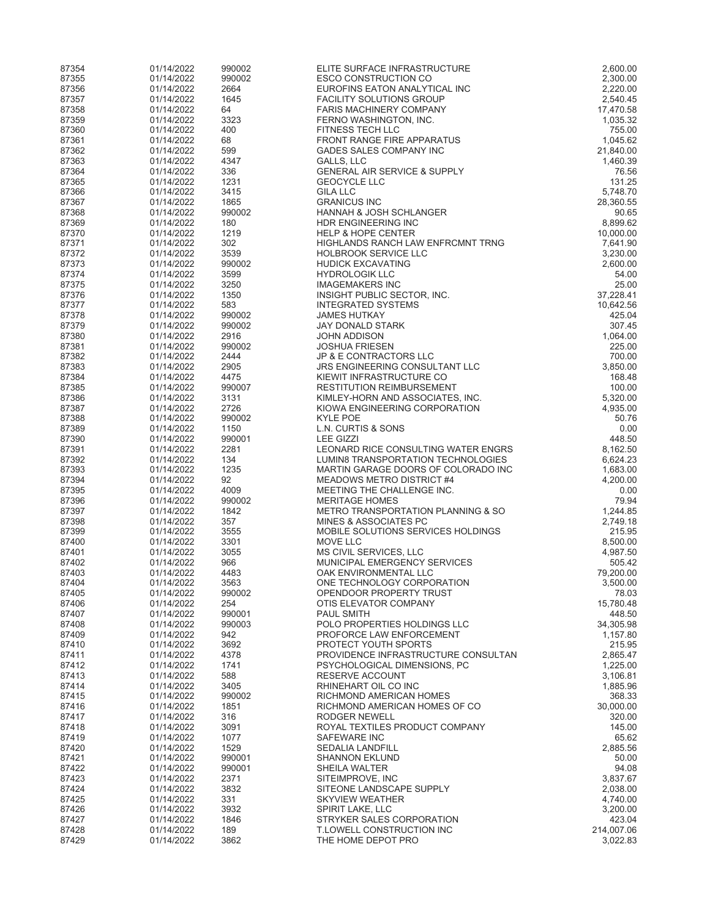| | | | | |
|---|---|---|---|---|
| 87354 | 01/14/2022 | 990002 | ELITE SURFACE INFRASTRUCTURE | 2,600.00 |
| 87355 | 01/14/2022 | 990002 | ESCO CONSTRUCTION CO | 2,300.00 |
| 87356 | 01/14/2022 | 2664 | EUROFINS EATON ANALYTICAL INC | 2,220.00 |
| 87357 | 01/14/2022 | 1645 | FACILITY SOLUTIONS GROUP | 2,540.45 |
| 87358 | 01/14/2022 | 64 | FARIS MACHINERY COMPANY | 17,470.58 |
| 87359 | 01/14/2022 | 3323 | FERNO WASHINGTON, INC. | 1,035.32 |
| 87360 | 01/14/2022 | 400 | FITNESS TECH LLC | 755.00 |
| 87361 | 01/14/2022 | 68 | FRONT RANGE FIRE APPARATUS | 1,045.62 |
| 87362 | 01/14/2022 | 599 | GADES SALES COMPANY INC | 21,840.00 |
| 87363 | 01/14/2022 | 4347 | GALLS, LLC | 1,460.39 |
| 87364 | 01/14/2022 | 336 | GENERAL AIR SERVICE & SUPPLY | 76.56 |
| 87365 | 01/14/2022 | 1231 | GEOCYCLE LLC | 131.25 |
| 87366 | 01/14/2022 | 3415 | GILA LLC | 5,748.70 |
| 87367 | 01/14/2022 | 1865 | GRANICUS INC | 28,360.55 |
| 87368 | 01/14/2022 | 990002 | HANNAH & JOSH SCHLANGER | 90.65 |
| 87369 | 01/14/2022 | 180 | HDR ENGINEERING INC | 8,899.62 |
| 87370 | 01/14/2022 | 1219 | HELP & HOPE CENTER | 10,000.00 |
| 87371 | 01/14/2022 | 302 | HIGHLANDS RANCH LAW ENFRCMNT TRNG | 7,641.90 |
| 87372 | 01/14/2022 | 3539 | HOLBROOK SERVICE LLC | 3,230.00 |
| 87373 | 01/14/2022 | 990002 | HUDICK EXCAVATING | 2,600.00 |
| 87374 | 01/14/2022 | 3599 | HYDROLOGIK LLC | 54.00 |
| 87375 | 01/14/2022 | 3250 | IMAGEMAKERS INC | 25.00 |
| 87376 | 01/14/2022 | 1350 | INSIGHT PUBLIC SECTOR, INC. | 37,228.41 |
| 87377 | 01/14/2022 | 583 | INTEGRATED SYSTEMS | 10,642.56 |
| 87378 | 01/14/2022 | 990002 | JAMES HUTKAY | 425.04 |
| 87379 | 01/14/2022 | 990002 | JAY DONALD STARK | 307.45 |
| 87380 | 01/14/2022 | 2916 | JOHN ADDISON | 1,064.00 |
| 87381 | 01/14/2022 | 990002 | JOSHUA FRIESEN | 225.00 |
| 87382 | 01/14/2022 | 2444 | JP & E CONTRACTORS LLC | 700.00 |
| 87383 | 01/14/2022 | 2905 | JRS ENGINEERING CONSULTANT LLC | 3,850.00 |
| 87384 | 01/14/2022 | 4475 | KIEWIT INFRASTRUCTURE CO | 168.48 |
| 87385 | 01/14/2022 | 990007 | RESTITUTION REIMBURSEMENT | 100.00 |
| 87386 | 01/14/2022 | 3131 | KIMLEY-HORN AND ASSOCIATES, INC. | 5,320.00 |
| 87387 | 01/14/2022 | 2726 | KIOWA ENGINEERING CORPORATION | 4,935.00 |
| 87388 | 01/14/2022 | 990002 | KYLE POE | 50.76 |
| 87389 | 01/14/2022 | 1150 | L.N. CURTIS & SONS | 0.00 |
| 87390 | 01/14/2022 | 990001 | LEE GIZZI | 448.50 |
| 87391 | 01/14/2022 | 2281 | LEONARD RICE CONSULTING WATER ENGRS | 8,162.50 |
| 87392 | 01/14/2022 | 134 | LUMIN8 TRANSPORTATION TECHNOLOGIES | 6,624.23 |
| 87393 | 01/14/2022 | 1235 | MARTIN GARAGE DOORS OF COLORADO INC | 1,683.00 |
| 87394 | 01/14/2022 | 92 | MEADOWS METRO DISTRICT #4 | 4,200.00 |
| 87395 | 01/14/2022 | 4009 | MEETING THE CHALLENGE INC. | 0.00 |
| 87396 | 01/14/2022 | 990002 | MERITAGE HOMES | 79.94 |
| 87397 | 01/14/2022 | 1842 | METRO TRANSPORTATION PLANNING & SO | 1,244.85 |
| 87398 | 01/14/2022 | 357 | MINES & ASSOCIATES PC | 2,749.18 |
| 87399 | 01/14/2022 | 3555 | MOBILE SOLUTIONS SERVICES HOLDINGS | 215.95 |
| 87400 | 01/14/2022 | 3301 | MOVE LLC | 8,500.00 |
| 87401 | 01/14/2022 | 3055 | MS CIVIL SERVICES, LLC | 4,987.50 |
| 87402 | 01/14/2022 | 966 | MUNICIPAL EMERGENCY SERVICES | 505.42 |
| 87403 | 01/14/2022 | 4483 | OAK ENVIRONMENTAL LLC | 79,200.00 |
| 87404 | 01/14/2022 | 3563 | ONE TECHNOLOGY CORPORATION | 3,500.00 |
| 87405 | 01/14/2022 | 990002 | OPENDOOR PROPERTY TRUST | 78.03 |
| 87406 | 01/14/2022 | 254 | OTIS ELEVATOR COMPANY | 15,780.48 |
| 87407 | 01/14/2022 | 990001 | PAUL SMITH | 448.50 |
| 87408 | 01/14/2022 | 990003 | POLO PROPERTIES HOLDINGS LLC | 34,305.98 |
| 87409 | 01/14/2022 | 942 | PROFORCE LAW ENFORCEMENT | 1,157.80 |
| 87410 | 01/14/2022 | 3692 | PROTECT YOUTH SPORTS | 215.95 |
| 87411 | 01/14/2022 | 4378 | PROVIDENCE INFRASTRUCTURE CONSULTAN | 2,865.47 |
| 87412 | 01/14/2022 | 1741 | PSYCHOLOGICAL DIMENSIONS, PC | 1,225.00 |
| 87413 | 01/14/2022 | 588 | RESERVE ACCOUNT | 3,106.81 |
| 87414 | 01/14/2022 | 3405 | RHINEHART OIL CO INC | 1,885.96 |
| 87415 | 01/14/2022 | 990002 | RICHMOND AMERICAN HOMES | 368.33 |
| 87416 | 01/14/2022 | 1851 | RICHMOND AMERICAN HOMES OF CO | 30,000.00 |
| 87417 | 01/14/2022 | 316 | RODGER NEWELL | 320.00 |
| 87418 | 01/14/2022 | 3091 | ROYAL TEXTILES PRODUCT COMPANY | 145.00 |
| 87419 | 01/14/2022 | 1077 | SAFEWARE INC | 65.62 |
| 87420 | 01/14/2022 | 1529 | SEDALIA LANDFILL | 2,885.56 |
| 87421 | 01/14/2022 | 990001 | SHANNON EKLUND | 50.00 |
| 87422 | 01/14/2022 | 990001 | SHEILA WALTER | 94.08 |
| 87423 | 01/14/2022 | 2371 | SITEIMPROVE, INC | 3,837.67 |
| 87424 | 01/14/2022 | 3832 | SITEONE LANDSCAPE SUPPLY | 2,038.00 |
| 87425 | 01/14/2022 | 331 | SKYVIEW WEATHER | 4,740.00 |
| 87426 | 01/14/2022 | 3932 | SPIRIT LAKE, LLC | 3,200.00 |
| 87427 | 01/14/2022 | 1846 | STRYKER SALES CORPORATION | 423.04 |
| 87428 | 01/14/2022 | 189 | T.LOWELL CONSTRUCTION INC | 214,007.06 |
| 87429 | 01/14/2022 | 3862 | THE HOME DEPOT PRO | 3,022.83 |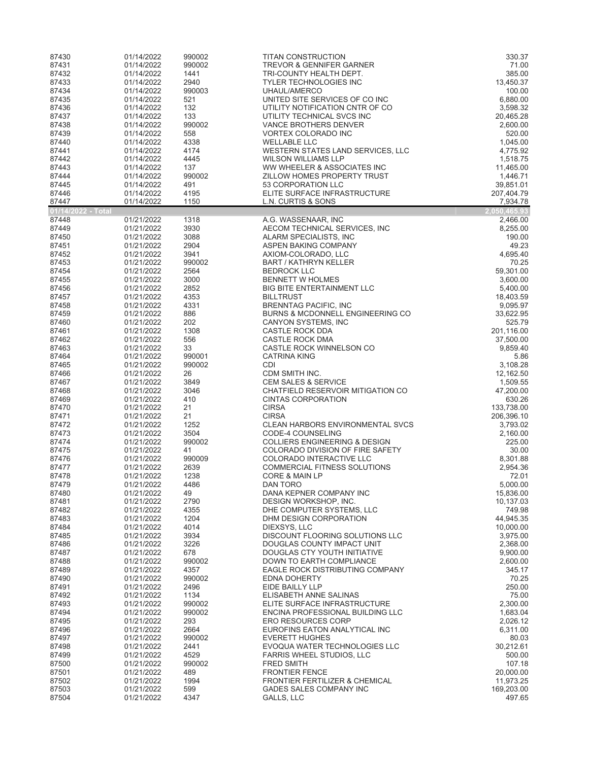| | | | | |
|---|---|---|---|---|
| 87430 | 01/14/2022 | 990002 | TITAN CONSTRUCTION | 330.37 |
| 87431 | 01/14/2022 | 990002 | TREVOR & GENNIFER GARNER | 71.00 |
| 87432 | 01/14/2022 | 1441 | TRI-COUNTY HEALTH DEPT. | 385.00 |
| 87433 | 01/14/2022 | 2940 | TYLER TECHNOLOGIES INC | 13,450.37 |
| 87434 | 01/14/2022 | 990003 | UHAUL/AMERCO | 100.00 |
| 87435 | 01/14/2022 | 521 | UNITED SITE SERVICES OF CO INC | 6,880.00 |
| 87436 | 01/14/2022 | 132 | UTILITY NOTIFICATION CNTR OF CO | 3,598.32 |
| 87437 | 01/14/2022 | 133 | UTILITY TECHNICAL SVCS INC | 20,465.28 |
| 87438 | 01/14/2022 | 990002 | VANCE BROTHERS DENVER | 2,600.00 |
| 87439 | 01/14/2022 | 558 | VORTEX COLORADO INC | 520.00 |
| 87440 | 01/14/2022 | 4338 | WELLABLE LLC | 1,045.00 |
| 87441 | 01/14/2022 | 4174 | WESTERN STATES LAND SERVICES, LLC | 4,775.92 |
| 87442 | 01/14/2022 | 4445 | WILSON WILLIAMS LLP | 1,518.75 |
| 87443 | 01/14/2022 | 137 | WW WHEELER & ASSOCIATES INC | 11,465.00 |
| 87444 | 01/14/2022 | 990002 | ZILLOW HOMES PROPERTY TRUST | 1,446.71 |
| 87445 | 01/14/2022 | 491 | 53 CORPORATION LLC | 39,851.01 |
| 87446 | 01/14/2022 | 4195 | ELITE SURFACE INFRASTRUCTURE | 207,404.79 |
| 87447 | 01/14/2022 | 1150 | L.N. CURTIS & SONS | 7,934.78 |
| **01/14/2022 - Total** | | | | **2,050,465.93** |
| 87448 | 01/21/2022 | 1318 | A.G. WASSENAAR, INC | 2,466.00 |
| 87449 | 01/21/2022 | 3930 | AECOM TECHNICAL SERVICES, INC | 8,255.00 |
| 87450 | 01/21/2022 | 3088 | ALARM SPECIALISTS, INC | 190.00 |
| 87451 | 01/21/2022 | 2904 | ASPEN BAKING COMPANY | 49.23 |
| 87452 | 01/21/2022 | 3941 | AXIOM-COLORADO, LLC | 4,695.40 |
| 87453 | 01/21/2022 | 990002 | BART / KATHRYN KELLER | 70.25 |
| 87454 | 01/21/2022 | 2564 | BEDROCK LLC | 59,301.00 |
| 87455 | 01/21/2022 | 3000 | BENNETT W HOLMES | 3,600.00 |
| 87456 | 01/21/2022 | 2852 | BIG BITE ENTERTAINMENT LLC | 5,400.00 |
| 87457 | 01/21/2022 | 4353 | BILLTRUST | 18,403.59 |
| 87458 | 01/21/2022 | 4331 | BRENNTAG PACIFIC, INC | 9,095.97 |
| 87459 | 01/21/2022 | 886 | BURNS & MCDONNELL ENGINEERING CO | 33,622.95 |
| 87460 | 01/21/2022 | 202 | CANYON SYSTEMS, INC | 525.79 |
| 87461 | 01/21/2022 | 1308 | CASTLE ROCK DDA | 201,116.00 |
| 87462 | 01/21/2022 | 556 | CASTLE ROCK DMA | 37,500.00 |
| 87463 | 01/21/2022 | 33 | CASTLE ROCK WINNELSON CO | 9,859.40 |
| 87464 | 01/21/2022 | 990001 | CATRINA KING | 5.86 |
| 87465 | 01/21/2022 | 990002 | CDI | 3,108.28 |
| 87466 | 01/21/2022 | 26 | CDM SMITH INC. | 12,162.50 |
| 87467 | 01/21/2022 | 3849 | CEM SALES & SERVICE | 1,509.55 |
| 87468 | 01/21/2022 | 3046 | CHATFIELD RESERVOIR MITIGATION CO | 47,200.00 |
| 87469 | 01/21/2022 | 410 | CINTAS CORPORATION | 630.26 |
| 87470 | 01/21/2022 | 21 | CIRSA | 133,738.00 |
| 87471 | 01/21/2022 | 21 | CIRSA | 206,396.10 |
| 87472 | 01/21/2022 | 1252 | CLEAN HARBORS ENVIRONMENTAL SVCS | 3,793.02 |
| 87473 | 01/21/2022 | 3504 | CODE-4 COUNSELING | 2,160.00 |
| 87474 | 01/21/2022 | 990002 | COLLIERS ENGINEERING & DESIGN | 225.00 |
| 87475 | 01/21/2022 | 41 | COLORADO DIVISION OF FIRE SAFETY | 30.00 |
| 87476 | 01/21/2022 | 990009 | COLORADO INTERACTIVE LLC | 8,301.88 |
| 87477 | 01/21/2022 | 2639 | COMMERCIAL FITNESS SOLUTIONS | 2,954.36 |
| 87478 | 01/21/2022 | 1238 | CORE & MAIN LP | 72.01 |
| 87479 | 01/21/2022 | 4486 | DAN TORO | 5,000.00 |
| 87480 | 01/21/2022 | 49 | DANA KEPNER COMPANY INC | 15,836.00 |
| 87481 | 01/21/2022 | 2790 | DESIGN WORKSHOP, INC. | 10,137.03 |
| 87482 | 01/21/2022 | 4355 | DHE COMPUTER SYSTEMS, LLC | 749.98 |
| 87483 | 01/21/2022 | 1204 | DHM DESIGN CORPORATION | 44,945.35 |
| 87484 | 01/21/2022 | 4014 | DIEXSYS, LLC | 10,000.00 |
| 87485 | 01/21/2022 | 3934 | DISCOUNT FLOORING SOLUTIONS LLC | 3,975.00 |
| 87486 | 01/21/2022 | 3226 | DOUGLAS COUNTY IMPACT UNIT | 2,368.00 |
| 87487 | 01/21/2022 | 678 | DOUGLAS CTY YOUTH INITIATIVE | 9,900.00 |
| 87488 | 01/21/2022 | 990002 | DOWN TO EARTH COMPLIANCE | 2,600.00 |
| 87489 | 01/21/2022 | 4357 | EAGLE ROCK DISTRIBUTING COMPANY | 345.17 |
| 87490 | 01/21/2022 | 990002 | EDNA DOHERTY | 70.25 |
| 87491 | 01/21/2022 | 2496 | EIDE BAILLY LLP | 250.00 |
| 87492 | 01/21/2022 | 1134 | ELISABETH ANNE SALINAS | 75.00 |
| 87493 | 01/21/2022 | 990002 | ELITE SURFACE INFRASTRUCTURE | 2,300.00 |
| 87494 | 01/21/2022 | 990002 | ENCINA PROFESSIONAL BUILDING LLC | 1,683.04 |
| 87495 | 01/21/2022 | 293 | ERO RESOURCES CORP | 2,026.12 |
| 87496 | 01/21/2022 | 2664 | EUROFINS EATON ANALYTICAL INC | 6,311.00 |
| 87497 | 01/21/2022 | 990002 | EVERETT HUGHES | 80.03 |
| 87498 | 01/21/2022 | 2441 | EVOQUA WATER TECHNOLOGIES LLC | 30,212.61 |
| 87499 | 01/21/2022 | 4529 | FARRIS WHEEL STUDIOS, LLC | 500.00 |
| 87500 | 01/21/2022 | 990002 | FRED SMITH | 107.18 |
| 87501 | 01/21/2022 | 489 | FRONTIER FENCE | 20,000.00 |
| 87502 | 01/21/2022 | 1994 | FRONTIER FERTILIZER & CHEMICAL | 11,973.25 |
| 87503 | 01/21/2022 | 599 | GADES SALES COMPANY INC | 169,203.00 |
| 87504 | 01/21/2022 | 4347 | GALLS, LLC | 497.65 |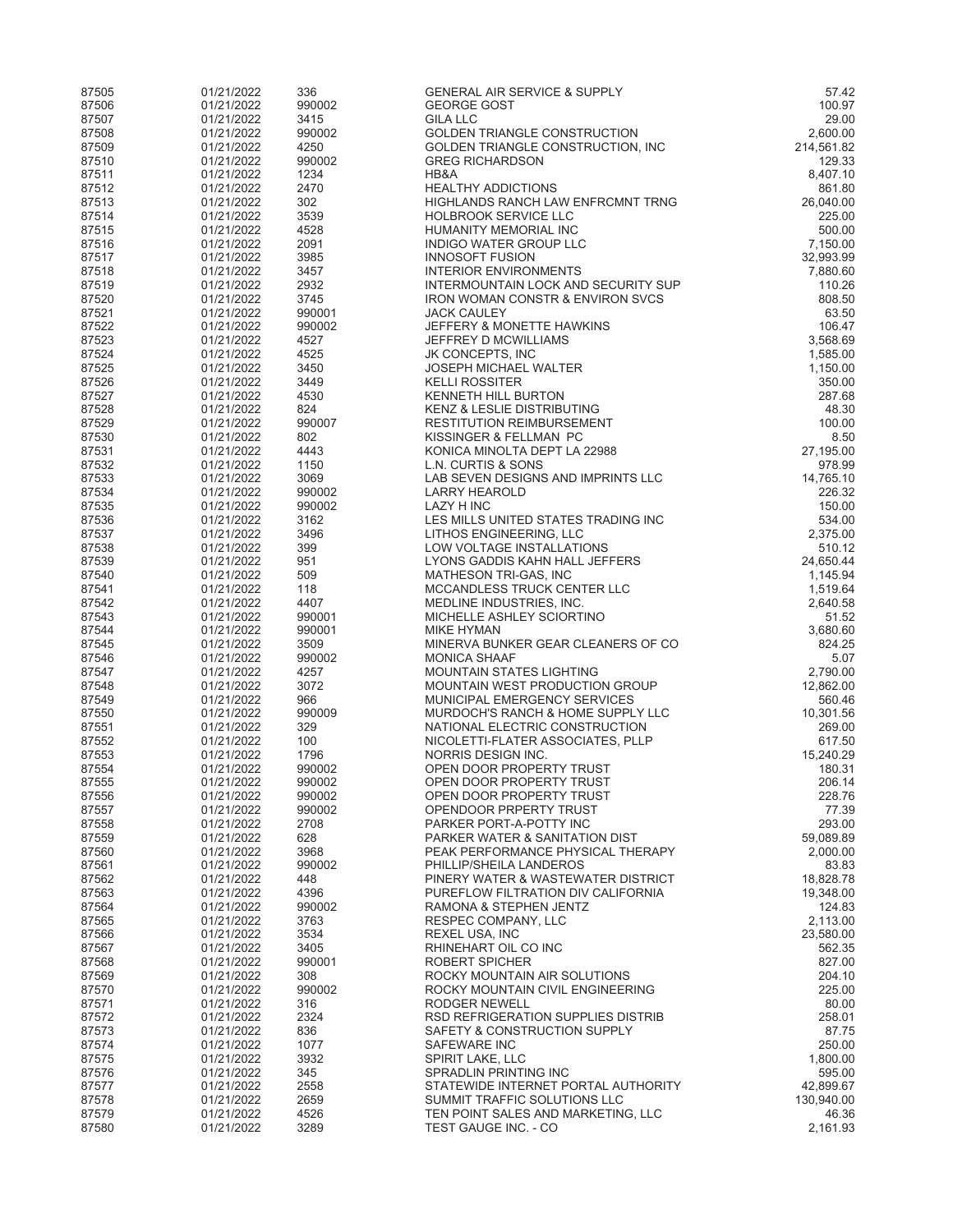| | | | | |
|---|---|---|---|---|
| 87505 | 01/21/2022 | 336 | GENERAL AIR SERVICE & SUPPLY | 57.42 |
| 87506 | 01/21/2022 | 990002 | GEORGE GOST | 100.97 |
| 87507 | 01/21/2022 | 3415 | GILA LLC | 29.00 |
| 87508 | 01/21/2022 | 990002 | GOLDEN TRIANGLE CONSTRUCTION | 2,600.00 |
| 87509 | 01/21/2022 | 4250 | GOLDEN TRIANGLE CONSTRUCTION, INC | 214,561.82 |
| 87510 | 01/21/2022 | 990002 | GREG RICHARDSON | 129.33 |
| 87511 | 01/21/2022 | 1234 | HB&A | 8,407.10 |
| 87512 | 01/21/2022 | 2470 | HEALTHY ADDICTIONS | 861.80 |
| 87513 | 01/21/2022 | 302 | HIGHLANDS RANCH LAW ENFRCMNT TRNG | 26,040.00 |
| 87514 | 01/21/2022 | 3539 | HOLBROOK SERVICE LLC | 225.00 |
| 87515 | 01/21/2022 | 4528 | HUMANITY MEMORIAL INC | 500.00 |
| 87516 | 01/21/2022 | 2091 | INDIGO WATER GROUP LLC | 7,150.00 |
| 87517 | 01/21/2022 | 3985 | INNOSOFT FUSION | 32,993.99 |
| 87518 | 01/21/2022 | 3457 | INTERIOR ENVIRONMENTS | 7,880.60 |
| 87519 | 01/21/2022 | 2932 | INTERMOUNTAIN LOCK AND SECURITY SUP | 110.26 |
| 87520 | 01/21/2022 | 3745 | IRON WOMAN CONSTR & ENVIRON SVCS | 808.50 |
| 87521 | 01/21/2022 | 990001 | JACK CAULEY | 63.50 |
| 87522 | 01/21/2022 | 990002 | JEFFERY & MONETTE HAWKINS | 106.47 |
| 87523 | 01/21/2022 | 4527 | JEFFREY D MCWILLIAMS | 3,568.69 |
| 87524 | 01/21/2022 | 4525 | JK CONCEPTS, INC | 1,585.00 |
| 87525 | 01/21/2022 | 3450 | JOSEPH MICHAEL WALTER | 1,150.00 |
| 87526 | 01/21/2022 | 3449 | KELLI ROSSITER | 350.00 |
| 87527 | 01/21/2022 | 4530 | KENNETH HILL BURTON | 287.68 |
| 87528 | 01/21/2022 | 824 | KENZ & LESLIE DISTRIBUTING | 48.30 |
| 87529 | 01/21/2022 | 990007 | RESTITUTION REIMBURSEMENT | 100.00 |
| 87530 | 01/21/2022 | 802 | KISSINGER & FELLMAN PC | 8.50 |
| 87531 | 01/21/2022 | 4443 | KONICA MINOLTA DEPT LA 22988 | 27,195.00 |
| 87532 | 01/21/2022 | 1150 | L.N. CURTIS & SONS | 978.99 |
| 87533 | 01/21/2022 | 3069 | LAB SEVEN DESIGNS AND IMPRINTS LLC | 14,765.10 |
| 87534 | 01/21/2022 | 990002 | LARRY HEAROLD | 226.32 |
| 87535 | 01/21/2022 | 990002 | LAZY H INC | 150.00 |
| 87536 | 01/21/2022 | 3162 | LES MILLS UNITED STATES TRADING INC | 534.00 |
| 87537 | 01/21/2022 | 3496 | LITHOS ENGINEERING, LLC | 2,375.00 |
| 87538 | 01/21/2022 | 399 | LOW VOLTAGE INSTALLATIONS | 510.12 |
| 87539 | 01/21/2022 | 951 | LYONS GADDIS KAHN HALL JEFFERS | 24,650.44 |
| 87540 | 01/21/2022 | 509 | MATHESON TRI-GAS, INC | 1,145.94 |
| 87541 | 01/21/2022 | 118 | MCCANDLESS TRUCK CENTER LLC | 1,519.64 |
| 87542 | 01/21/2022 | 4407 | MEDLINE INDUSTRIES, INC. | 2,640.58 |
| 87543 | 01/21/2022 | 990001 | MICHELLE ASHLEY SCIORTINO | 51.52 |
| 87544 | 01/21/2022 | 990001 | MIKE HYMAN | 3,680.60 |
| 87545 | 01/21/2022 | 3509 | MINERVA BUNKER GEAR CLEANERS OF CO | 824.25 |
| 87546 | 01/21/2022 | 990002 | MONICA SHAAF | 5.07 |
| 87547 | 01/21/2022 | 4257 | MOUNTAIN STATES LIGHTING | 2,790.00 |
| 87548 | 01/21/2022 | 3072 | MOUNTAIN WEST PRODUCTION GROUP | 12,862.00 |
| 87549 | 01/21/2022 | 966 | MUNICIPAL EMERGENCY SERVICES | 560.46 |
| 87550 | 01/21/2022 | 990009 | MURDOCH'S RANCH & HOME SUPPLY LLC | 10,301.56 |
| 87551 | 01/21/2022 | 329 | NATIONAL ELECTRIC CONSTRUCTION | 269.00 |
| 87552 | 01/21/2022 | 100 | NICOLETTI-FLATER ASSOCIATES, PLLP | 617.50 |
| 87553 | 01/21/2022 | 1796 | NORRIS DESIGN INC. | 15,240.29 |
| 87554 | 01/21/2022 | 990002 | OPEN DOOR PROPERTY TRUST | 180.31 |
| 87555 | 01/21/2022 | 990002 | OPEN DOOR PROPERTY TRUST | 206.14 |
| 87556 | 01/21/2022 | 990002 | OPEN DOOR PROPERTY TRUST | 228.76 |
| 87557 | 01/21/2022 | 990002 | OPENDOOR PRPERTY TRUST | 77.39 |
| 87558 | 01/21/2022 | 2708 | PARKER PORT-A-POTTY INC | 293.00 |
| 87559 | 01/21/2022 | 628 | PARKER WATER & SANITATION DIST | 59,089.89 |
| 87560 | 01/21/2022 | 3968 | PEAK PERFORMANCE PHYSICAL THERAPY | 2,000.00 |
| 87561 | 01/21/2022 | 990002 | PHILLIP/SHEILA LANDEROS | 83.83 |
| 87562 | 01/21/2022 | 448 | PINERY WATER & WASTEWATER DISTRICT | 18,828.78 |
| 87563 | 01/21/2022 | 4396 | PUREFLOW FILTRATION DIV CALIFORNIA | 19,348.00 |
| 87564 | 01/21/2022 | 990002 | RAMONA & STEPHEN JENTZ | 124.83 |
| 87565 | 01/21/2022 | 3763 | RESPEC COMPANY, LLC | 2,113.00 |
| 87566 | 01/21/2022 | 3534 | REXEL USA, INC | 23,580.00 |
| 87567 | 01/21/2022 | 3405 | RHINEHART OIL CO INC | 562.35 |
| 87568 | 01/21/2022 | 990001 | ROBERT SPICHER | 827.00 |
| 87569 | 01/21/2022 | 308 | ROCKY MOUNTAIN AIR SOLUTIONS | 204.10 |
| 87570 | 01/21/2022 | 990002 | ROCKY MOUNTAIN CIVIL ENGINEERING | 225.00 |
| 87571 | 01/21/2022 | 316 | RODGER NEWELL | 80.00 |
| 87572 | 01/21/2022 | 2324 | RSD REFRIGERATION SUPPLIES DISTRIB | 258.01 |
| 87573 | 01/21/2022 | 836 | SAFETY & CONSTRUCTION SUPPLY | 87.75 |
| 87574 | 01/21/2022 | 1077 | SAFEWARE INC | 250.00 |
| 87575 | 01/21/2022 | 3932 | SPIRIT LAKE, LLC | 1,800.00 |
| 87576 | 01/21/2022 | 345 | SPRADLIN PRINTING INC | 595.00 |
| 87577 | 01/21/2022 | 2558 | STATEWIDE INTERNET PORTAL AUTHORITY | 42,899.67 |
| 87578 | 01/21/2022 | 2659 | SUMMIT TRAFFIC SOLUTIONS LLC | 130,940.00 |
| 87579 | 01/21/2022 | 4526 | TEN POINT SALES AND MARKETING, LLC | 46.36 |
| 87580 | 01/21/2022 | 3289 | TEST GAUGE INC. - CO | 2,161.93 |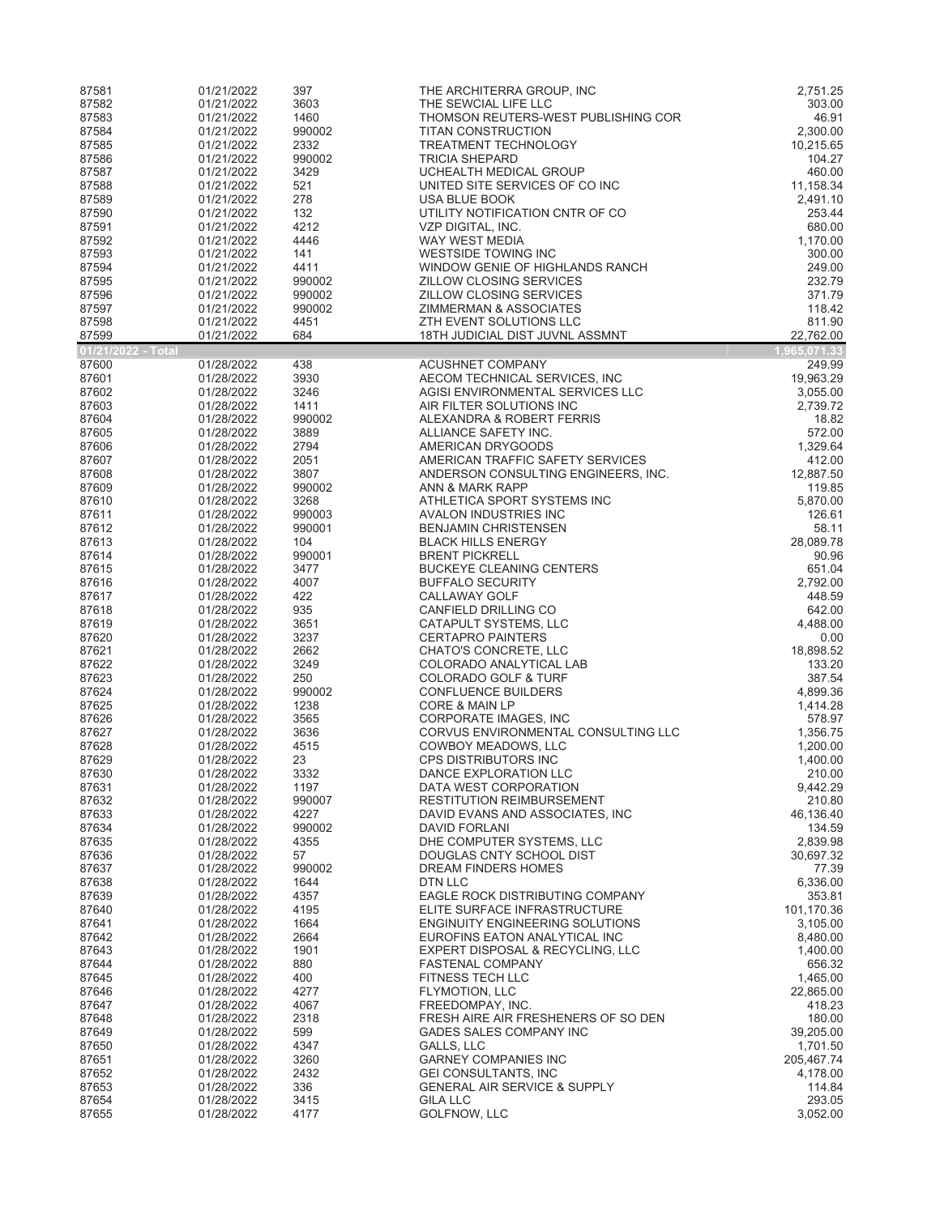| | | | | |
|---|---|---|---|---|
| 87581 | 01/21/2022 | 397 | THE ARCHITERRA GROUP, INC | 2,751.25 |
| 87582 | 01/21/2022 | 3603 | THE SEWCIAL LIFE LLC | 303.00 |
| 87583 | 01/21/2022 | 1460 | THOMSON REUTERS-WEST PUBLISHING COR | 46.91 |
| 87584 | 01/21/2022 | 990002 | TITAN CONSTRUCTION | 2,300.00 |
| 87585 | 01/21/2022 | 2332 | TREATMENT TECHNOLOGY | 10,215.65 |
| 87586 | 01/21/2022 | 990002 | TRICIA SHEPARD | 104.27 |
| 87587 | 01/21/2022 | 3429 | UCHEALTH MEDICAL GROUP | 460.00 |
| 87588 | 01/21/2022 | 521 | UNITED SITE SERVICES OF CO INC | 11,158.34 |
| 87589 | 01/21/2022 | 278 | USA BLUE BOOK | 2,491.10 |
| 87590 | 01/21/2022 | 132 | UTILITY NOTIFICATION CNTR OF CO | 253.44 |
| 87591 | 01/21/2022 | 4212 | VZP DIGITAL, INC. | 680.00 |
| 87592 | 01/21/2022 | 4446 | WAY WEST MEDIA | 1,170.00 |
| 87593 | 01/21/2022 | 141 | WESTSIDE TOWING INC | 300.00 |
| 87594 | 01/21/2022 | 4411 | WINDOW GENIE OF HIGHLANDS RANCH | 249.00 |
| 87595 | 01/21/2022 | 990002 | ZILLOW CLOSING SERVICES | 232.79 |
| 87596 | 01/21/2022 | 990002 | ZILLOW CLOSING SERVICES | 371.79 |
| 87597 | 01/21/2022 | 990002 | ZIMMERMAN & ASSOCIATES | 118.42 |
| 87598 | 01/21/2022 | 4451 | ZTH EVENT SOLUTIONS LLC | 811.90 |
| 87599 | 01/21/2022 | 684 | 18TH JUDICIAL DIST JUVNL ASSMNT | 22,762.00 |
| **01/21/2022 - Total** | | | | **1,965,071.33** |
| 87600 | 01/28/2022 | 438 | ACUSHNET COMPANY | 249.99 |
| 87601 | 01/28/2022 | 3930 | AECOM TECHNICAL SERVICES, INC | 19,963.29 |
| 87602 | 01/28/2022 | 3246 | AGISI ENVIRONMENTAL SERVICES LLC | 3,055.00 |
| 87603 | 01/28/2022 | 1411 | AIR FILTER SOLUTIONS INC | 2,739.72 |
| 87604 | 01/28/2022 | 990002 | ALEXANDRA & ROBERT FERRIS | 18.82 |
| 87605 | 01/28/2022 | 3889 | ALLIANCE SAFETY INC. | 572.00 |
| 87606 | 01/28/2022 | 2794 | AMERICAN DRYGOODS | 1,329.64 |
| 87607 | 01/28/2022 | 2051 | AMERICAN TRAFFIC SAFETY SERVICES | 412.00 |
| 87608 | 01/28/2022 | 3807 | ANDERSON CONSULTING ENGINEERS, INC. | 12,887.50 |
| 87609 | 01/28/2022 | 990002 | ANN & MARK RAPP | 119.85 |
| 87610 | 01/28/2022 | 3268 | ATHLETICA SPORT SYSTEMS INC | 5,870.00 |
| 87611 | 01/28/2022 | 990003 | AVALON INDUSTRIES INC | 126.61 |
| 87612 | 01/28/2022 | 990001 | BENJAMIN CHRISTENSEN | 58.11 |
| 87613 | 01/28/2022 | 104 | BLACK HILLS ENERGY | 28,089.78 |
| 87614 | 01/28/2022 | 990001 | BRENT PICKRELL | 90.96 |
| 87615 | 01/28/2022 | 3477 | BUCKEYE CLEANING CENTERS | 651.04 |
| 87616 | 01/28/2022 | 4007 | BUFFALO SECURITY | 2,792.00 |
| 87617 | 01/28/2022 | 422 | CALLAWAY GOLF | 448.59 |
| 87618 | 01/28/2022 | 935 | CANFIELD DRILLING CO | 642.00 |
| 87619 | 01/28/2022 | 3651 | CATAPULT SYSTEMS, LLC | 4,488.00 |
| 87620 | 01/28/2022 | 3237 | CERTAPRO PAINTERS | 0.00 |
| 87621 | 01/28/2022 | 2662 | CHATO'S CONCRETE, LLC | 18,898.52 |
| 87622 | 01/28/2022 | 3249 | COLORADO ANALYTICAL LAB | 133.20 |
| 87623 | 01/28/2022 | 250 | COLORADO GOLF & TURF | 387.54 |
| 87624 | 01/28/2022 | 990002 | CONFLUENCE BUILDERS | 4,899.36 |
| 87625 | 01/28/2022 | 1238 | CORE & MAIN LP | 1,414.28 |
| 87626 | 01/28/2022 | 3565 | CORPORATE IMAGES, INC | 578.97 |
| 87627 | 01/28/2022 | 3636 | CORVUS ENVIRONMENTAL CONSULTING LLC | 1,356.75 |
| 87628 | 01/28/2022 | 4515 | COWBOY MEADOWS, LLC | 1,200.00 |
| 87629 | 01/28/2022 | 23 | CPS DISTRIBUTORS INC | 1,400.00 |
| 87630 | 01/28/2022 | 3332 | DANCE EXPLORATION LLC | 210.00 |
| 87631 | 01/28/2022 | 1197 | DATA WEST CORPORATION | 9,442.29 |
| 87632 | 01/28/2022 | 990007 | RESTITUTION REIMBURSEMENT | 210.80 |
| 87633 | 01/28/2022 | 4227 | DAVID EVANS AND ASSOCIATES, INC | 46,136.40 |
| 87634 | 01/28/2022 | 990002 | DAVID FORLANI | 134.59 |
| 87635 | 01/28/2022 | 4355 | DHE COMPUTER SYSTEMS, LLC | 2,839.98 |
| 87636 | 01/28/2022 | 57 | DOUGLAS CNTY SCHOOL DIST | 30,697.32 |
| 87637 | 01/28/2022 | 990002 | DREAM FINDERS HOMES | 77.39 |
| 87638 | 01/28/2022 | 1644 | DTN LLC | 6,336.00 |
| 87639 | 01/28/2022 | 4357 | EAGLE ROCK DISTRIBUTING COMPANY | 353.81 |
| 87640 | 01/28/2022 | 4195 | ELITE SURFACE INFRASTRUCTURE | 101,170.36 |
| 87641 | 01/28/2022 | 1664 | ENGINUITY ENGINEERING SOLUTIONS | 3,105.00 |
| 87642 | 01/28/2022 | 2664 | EUROFINS EATON ANALYTICAL INC | 8,480.00 |
| 87643 | 01/28/2022 | 1901 | EXPERT DISPOSAL & RECYCLING, LLC | 1,400.00 |
| 87644 | 01/28/2022 | 880 | FASTENAL COMPANY | 656.32 |
| 87645 | 01/28/2022 | 400 | FITNESS TECH LLC | 1,465.00 |
| 87646 | 01/28/2022 | 4277 | FLYMOTION, LLC | 22,865.00 |
| 87647 | 01/28/2022 | 4067 | FREEDOMPAY, INC. | 418.23 |
| 87648 | 01/28/2022 | 2318 | FRESH AIRE AIR FRESHENERS OF SO DEN | 180.00 |
| 87649 | 01/28/2022 | 599 | GADES SALES COMPANY INC | 39,205.00 |
| 87650 | 01/28/2022 | 4347 | GALLS, LLC | 1,701.50 |
| 87651 | 01/28/2022 | 3260 | GARNEY COMPANIES INC | 205,467.74 |
| 87652 | 01/28/2022 | 2432 | GEI CONSULTANTS, INC | 4,178.00 |
| 87653 | 01/28/2022 | 336 | GENERAL AIR SERVICE & SUPPLY | 114.84 |
| 87654 | 01/28/2022 | 3415 | GILA LLC | 293.05 |
| 87655 | 01/28/2022 | 4177 | GOLFNOW, LLC | 3,052.00 |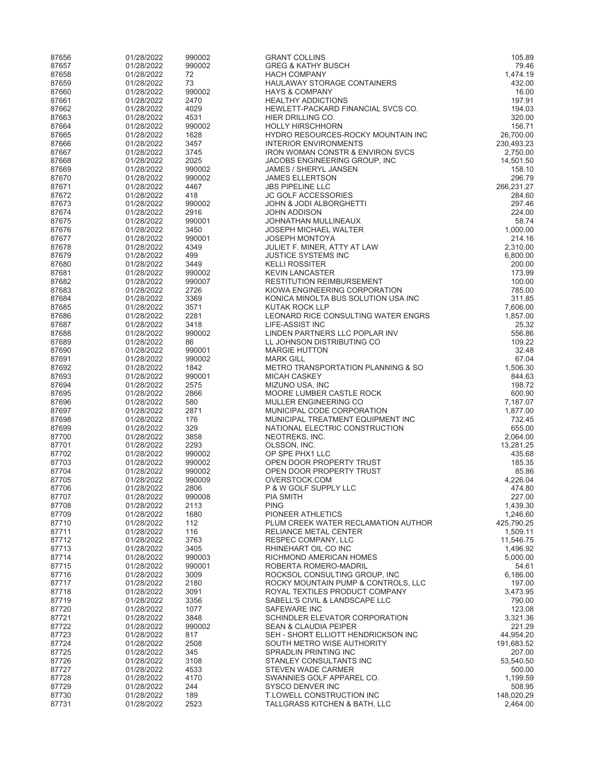| | | | | |
|---|---|---|---|---|
| 87656 | 01/28/2022 | 990002 | GRANT COLLINS | 105.89 |
| 87657 | 01/28/2022 | 990002 | GREG & KATHY BUSCH | 79.46 |
| 87658 | 01/28/2022 | 72 | HACH COMPANY | 1,474.19 |
| 87659 | 01/28/2022 | 73 | HAULAWAY STORAGE CONTAINERS | 432.00 |
| 87660 | 01/28/2022 | 990002 | HAYS & COMPANY | 16.00 |
| 87661 | 01/28/2022 | 2470 | HEALTHY ADDICTIONS | 197.91 |
| 87662 | 01/28/2022 | 4029 | HEWLETT-PACKARD FINANCIAL SVCS CO. | 194.03 |
| 87663 | 01/28/2022 | 4531 | HIER DRILLING CO. | 320.00 |
| 87664 | 01/28/2022 | 990002 | HOLLY HIRSCHHORN | 156.71 |
| 87665 | 01/28/2022 | 1628 | HYDRO RESOURCES-ROCKY MOUNTAIN INC | 26,700.00 |
| 87666 | 01/28/2022 | 3457 | INTERIOR ENVIRONMENTS | 230,493.23 |
| 87667 | 01/28/2022 | 3745 | IRON WOMAN CONSTR & ENVIRON SVCS | 2,750.00 |
| 87668 | 01/28/2022 | 2025 | JACOBS ENGINEERING GROUP, INC | 14,501.50 |
| 87669 | 01/28/2022 | 990002 | JAMES / SHERYL JANSEN | 158.10 |
| 87670 | 01/28/2022 | 990002 | JAMES ELLERTSON | 296.79 |
| 87671 | 01/28/2022 | 4467 | JBS PIPELINE LLC | 266,231.27 |
| 87672 | 01/28/2022 | 418 | JC GOLF ACCESSORIES | 284.60 |
| 87673 | 01/28/2022 | 990002 | JOHN & JODI ALBORGHETTI | 297.46 |
| 87674 | 01/28/2022 | 2916 | JOHN ADDISON | 224.00 |
| 87675 | 01/28/2022 | 990001 | JOHNATHAN MULLINEAUX | 58.74 |
| 87676 | 01/28/2022 | 3450 | JOSEPH MICHAEL WALTER | 1,000.00 |
| 87677 | 01/28/2022 | 990001 | JOSEPH MONTOYA | 214.16 |
| 87678 | 01/28/2022 | 4349 | JULIET F. MINER, ATTY AT LAW | 2,310.00 |
| 87679 | 01/28/2022 | 499 | JUSTICE SYSTEMS INC | 6,800.00 |
| 87680 | 01/28/2022 | 3449 | KELLI ROSSITER | 200.00 |
| 87681 | 01/28/2022 | 990002 | KEVIN LANCASTER | 173.99 |
| 87682 | 01/28/2022 | 990007 | RESTITUTION REIMBURSEMENT | 100.00 |
| 87683 | 01/28/2022 | 2726 | KIOWA ENGINEERING CORPORATION | 785.00 |
| 87684 | 01/28/2022 | 3369 | KONICA MINOLTA BUS SOLUTION USA INC | 311.85 |
| 87685 | 01/28/2022 | 3571 | KUTAK ROCK LLP | 7,606.00 |
| 87686 | 01/28/2022 | 2281 | LEONARD RICE CONSULTING WATER ENGRS | 1,857.00 |
| 87687 | 01/28/2022 | 3418 | LIFE-ASSIST INC | 25.32 |
| 87688 | 01/28/2022 | 990002 | LINDEN PARTNERS LLC POPLAR INV | 556.86 |
| 87689 | 01/28/2022 | 86 | LL JOHNSON DISTRIBUTING CO | 109.22 |
| 87690 | 01/28/2022 | 990001 | MARGIE HUTTON | 32.48 |
| 87691 | 01/28/2022 | 990002 | MARK GILL | 67.04 |
| 87692 | 01/28/2022 | 1842 | METRO TRANSPORTATION PLANNING & SO | 1,506.30 |
| 87693 | 01/28/2022 | 990001 | MICAH CASKEY | 844.63 |
| 87694 | 01/28/2022 | 2575 | MIZUNO USA, INC | 198.72 |
| 87695 | 01/28/2022 | 2866 | MOORE LUMBER CASTLE ROCK | 600.90 |
| 87696 | 01/28/2022 | 580 | MULLER ENGINEERING CO | 7,187.07 |
| 87697 | 01/28/2022 | 2871 | MUNICIPAL CODE CORPORATION | 1,877.00 |
| 87698 | 01/28/2022 | 176 | MUNICIPAL TREATMENT EQUIPMENT INC | 732.45 |
| 87699 | 01/28/2022 | 329 | NATIONAL ELECTRIC CONSTRUCTION | 655.00 |
| 87700 | 01/28/2022 | 3858 | NEOTREKS, INC. | 2,064.00 |
| 87701 | 01/28/2022 | 2293 | OLSSON, INC. | 13,281.25 |
| 87702 | 01/28/2022 | 990002 | OP SPE PHX1 LLC | 435.68 |
| 87703 | 01/28/2022 | 990002 | OPEN DOOR PROPERTY TRUST | 185.35 |
| 87704 | 01/28/2022 | 990002 | OPEN DOOR PROPERTY TRUST | 85.86 |
| 87705 | 01/28/2022 | 990009 | OVERSTOCK.COM | 4,226.04 |
| 87706 | 01/28/2022 | 2806 | P & W GOLF SUPPLY LLC | 474.80 |
| 87707 | 01/28/2022 | 990008 | PIA SMITH | 227.00 |
| 87708 | 01/28/2022 | 2113 | PING | 1,439.30 |
| 87709 | 01/28/2022 | 1680 | PIONEER ATHLETICS | 1,246.60 |
| 87710 | 01/28/2022 | 112 | PLUM CREEK WATER RECLAMATION AUTHOR | 425,790.25 |
| 87711 | 01/28/2022 | 116 | RELIANCE METAL CENTER | 1,509.11 |
| 87712 | 01/28/2022 | 3763 | RESPEC COMPANY, LLC | 11,546.75 |
| 87713 | 01/28/2022 | 3405 | RHINEHART OIL CO INC | 1,496.92 |
| 87714 | 01/28/2022 | 990003 | RICHMOND AMERICAN HOMES | 5,000.00 |
| 87715 | 01/28/2022 | 990001 | ROBERTA ROMERO-MADRIL | 54.61 |
| 87716 | 01/28/2022 | 3009 | ROCKSOL CONSULTING GROUP, INC | 6,186.00 |
| 87717 | 01/28/2022 | 2180 | ROCKY MOUNTAIN PUMP & CONTROLS, LLC | 197.00 |
| 87718 | 01/28/2022 | 3091 | ROYAL TEXTILES PRODUCT COMPANY | 3,473.95 |
| 87719 | 01/28/2022 | 3356 | SABELL'S CIVIL & LANDSCAPE LLC | 790.00 |
| 87720 | 01/28/2022 | 1077 | SAFEWARE INC | 123.08 |
| 87721 | 01/28/2022 | 3848 | SCHINDLER ELEVATOR CORPORATION | 3,321.36 |
| 87722 | 01/28/2022 | 990002 | SEAN & CLAUDIA PEIPER | 221.29 |
| 87723 | 01/28/2022 | 817 | SEH - SHORT ELLIOTT HENDRICKSON INC | 44,954.20 |
| 87724 | 01/28/2022 | 2508 | SOUTH METRO WISE AUTHORITY | 191,683.52 |
| 87725 | 01/28/2022 | 345 | SPRADLIN PRINTING INC | 207.00 |
| 87726 | 01/28/2022 | 3108 | STANLEY CONSULTANTS INC | 53,540.50 |
| 87727 | 01/28/2022 | 4533 | STEVEN WADE CARMER | 500.00 |
| 87728 | 01/28/2022 | 4170 | SWANNIES GOLF APPAREL CO. | 1,199.59 |
| 87729 | 01/28/2022 | 244 | SYSCO DENVER INC | 508.95 |
| 87730 | 01/28/2022 | 189 | T.LOWELL CONSTRUCTION INC | 148,020.29 |
| 87731 | 01/28/2022 | 2523 | TALLGRASS KITCHEN & BATH, LLC | 2,464.00 |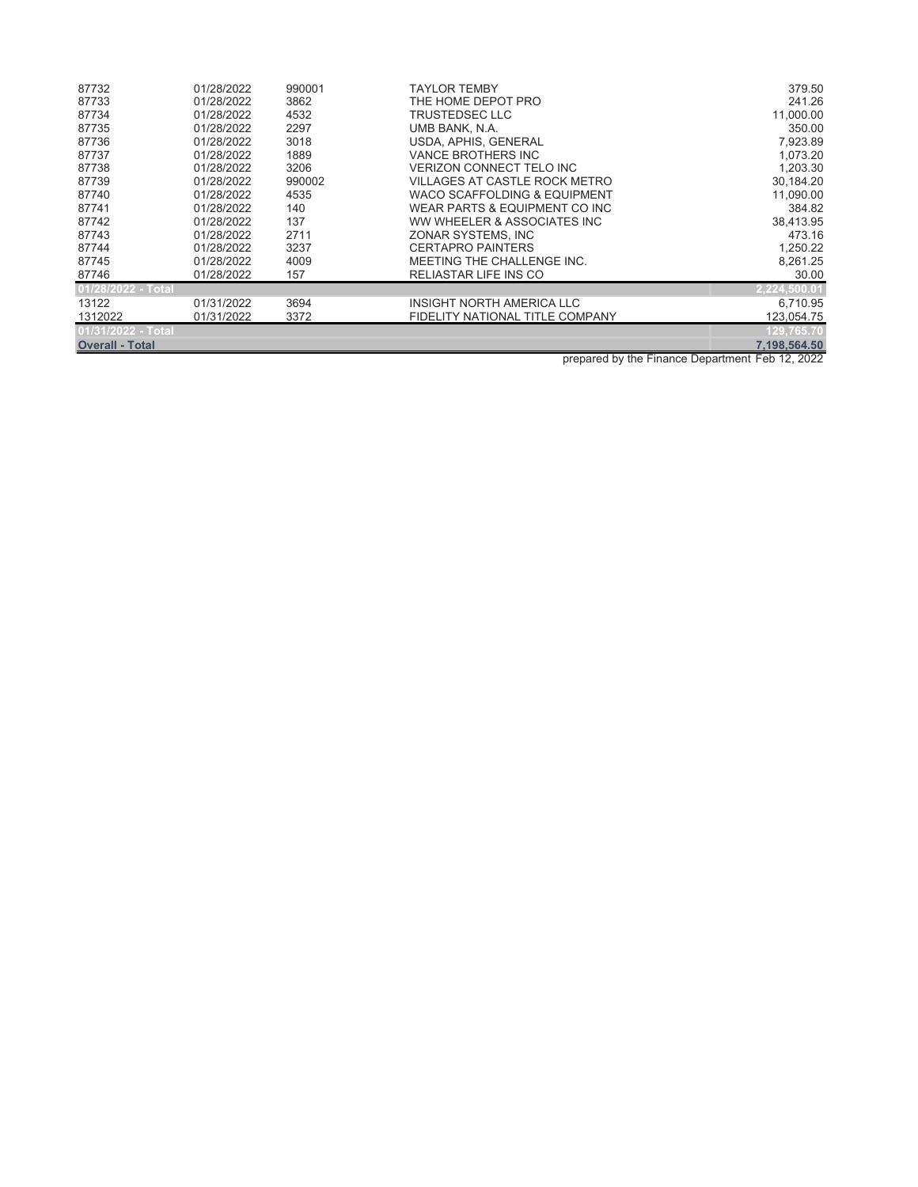| | | | | |
|---|---|---|---|---|
| 87732 | 01/28/2022 | 990001 | TAYLOR TEMBY | 379.50 |
| 87733 | 01/28/2022 | 3862 | THE HOME DEPOT PRO | 241.26 |
| 87734 | 01/28/2022 | 4532 | TRUSTEDSEC LLC | 11,000.00 |
| 87735 | 01/28/2022 | 2297 | UMB BANK, N.A. | 350.00 |
| 87736 | 01/28/2022 | 3018 | USDA, APHIS, GENERAL | 7,923.89 |
| 87737 | 01/28/2022 | 1889 | VANCE BROTHERS INC | 1,073.20 |
| 87738 | 01/28/2022 | 3206 | VERIZON CONNECT TELO INC | 1,203.30 |
| 87739 | 01/28/2022 | 990002 | VILLAGES AT CASTLE ROCK METRO | 30,184.20 |
| 87740 | 01/28/2022 | 4535 | WACO SCAFFOLDING & EQUIPMENT | 11,090.00 |
| 87741 | 01/28/2022 | 140 | WEAR PARTS & EQUIPMENT CO INC | 384.82 |
| 87742 | 01/28/2022 | 137 | WW WHEELER & ASSOCIATES INC | 38,413.95 |
| 87743 | 01/28/2022 | 2711 | ZONAR SYSTEMS, INC | 473.16 |
| 87744 | 01/28/2022 | 3237 | CERTAPRO PAINTERS | 1,250.22 |
| 87745 | 01/28/2022 | 4009 | MEETING THE CHALLENGE INC. | 8,261.25 |
| 87746 | 01/28/2022 | 157 | RELIASTAR LIFE INS CO | 30.00 |
| **01/28/2022 - Total** | | | | **2,224,500.01** |
| 13122 | 01/31/2022 | 3694 | INSIGHT NORTH AMERICA LLC | 6,710.95 |
| 1312022 | 01/31/2022 | 3372 | FIDELITY NATIONAL TITLE COMPANY | 123,054.75 |
| **01/31/2022 - Total** | | | | **129,765.70** |
| **Overall - Total** | | | | **7,198,564.50** |

prepared by the Finance Department Feb 12, 2022